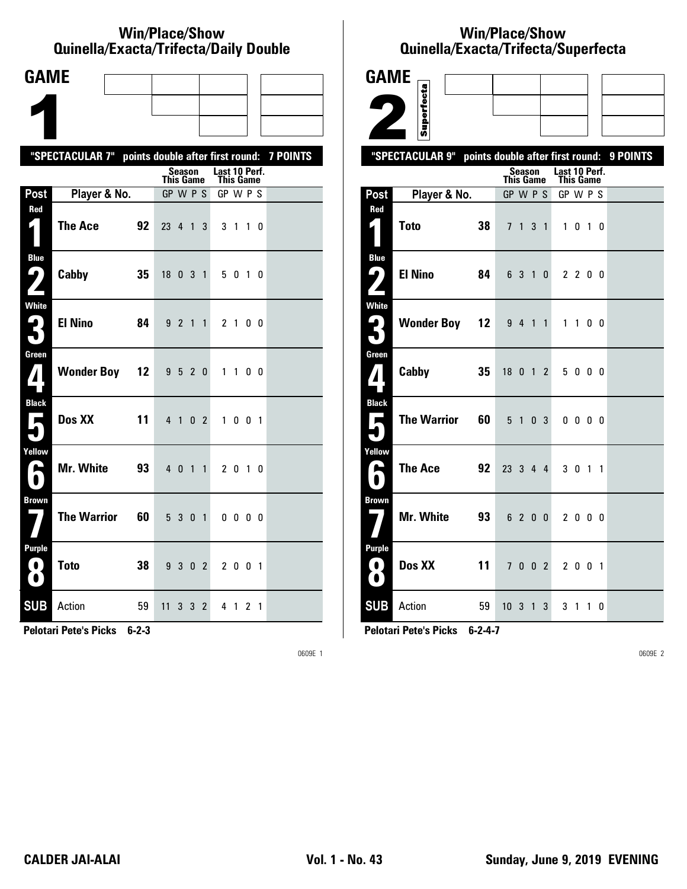# Win/Place/Show
## Quinella/Exacta/Trifecta/Daily Double

**GAME 1**

**"SPECTACULAR 7" points double after first round: 7 POINTS**

| Post | Player & No. | | Season This Game GP | W | P | S | Last 10 Perf. This Game GP | W | P | S |
|---|---|---|---|---|---|---|---|---|---|---|
| Red 1 | The Ace | 92 | 23 | 4 | 1 | 3 | 3 | 1 | 1 | 0 |
| Blue 2 | Cabby | 35 | 18 | 0 | 3 | 1 | 5 | 0 | 1 | 0 |
| White 3 | El Nino | 84 | 9 | 2 | 1 | 1 | 2 | 1 | 0 | 0 |
| Green 4 | Wonder Boy | 12 | 9 | 5 | 2 | 0 | 1 | 1 | 0 | 0 |
| Black 5 | Dos XX | 11 | 4 | 1 | 0 | 2 | 1 | 0 | 0 | 1 |
| Yellow 6 | Mr. White | 93 | 4 | 0 | 1 | 1 | 2 | 0 | 1 | 0 |
| Brown 7 | The Warrior | 60 | 5 | 3 | 0 | 1 | 0 | 0 | 0 | 0 |
| Purple 8 | Toto | 38 | 9 | 3 | 0 | 2 | 2 | 0 | 0 | 1 |
| SUB | Action | 59 | 11 | 3 | 3 | 2 | 4 | 1 | 2 | 1 |

**Pelotari Pete's Picks 6-2-3**

# Win/Place/Show
## Quinella/Exacta/Trifecta/Superfecta

**GAME 2** Superfecta

**"SPECTACULAR 9" points double after first round: 9 POINTS**

| Post | Player & No. | | Season This Game GP | W | P | S | Last 10 Perf. This Game GP | W | P | S |
|---|---|---|---|---|---|---|---|---|---|---|
| Red 1 | Toto | 38 | 7 | 1 | 3 | 1 | 1 | 0 | 1 | 0 |
| Blue 2 | El Nino | 84 | 6 | 3 | 1 | 0 | 2 | 2 | 0 | 0 |
| White 3 | Wonder Boy | 12 | 9 | 4 | 1 | 1 | 1 | 1 | 0 | 0 |
| Green 4 | Cabby | 35 | 18 | 0 | 1 | 2 | 5 | 0 | 0 | 0 |
| Black 5 | The Warrior | 60 | 5 | 1 | 0 | 3 | 0 | 0 | 0 | 0 |
| Yellow 6 | The Ace | 92 | 23 | 3 | 4 | 4 | 3 | 0 | 1 | 1 |
| Brown 7 | Mr. White | 93 | 6 | 2 | 0 | 0 | 2 | 0 | 0 | 0 |
| Purple 8 | Dos XX | 11 | 7 | 0 | 0 | 2 | 2 | 0 | 0 | 1 |
| SUB | Action | 59 | 10 | 3 | 1 | 3 | 3 | 1 | 1 | 0 |

**Pelotari Pete's Picks 6-2-4-7**

**CALDER JAI-ALAI** **Vol. 1 - No. 43** **Sunday, June 9, 2019 EVENING**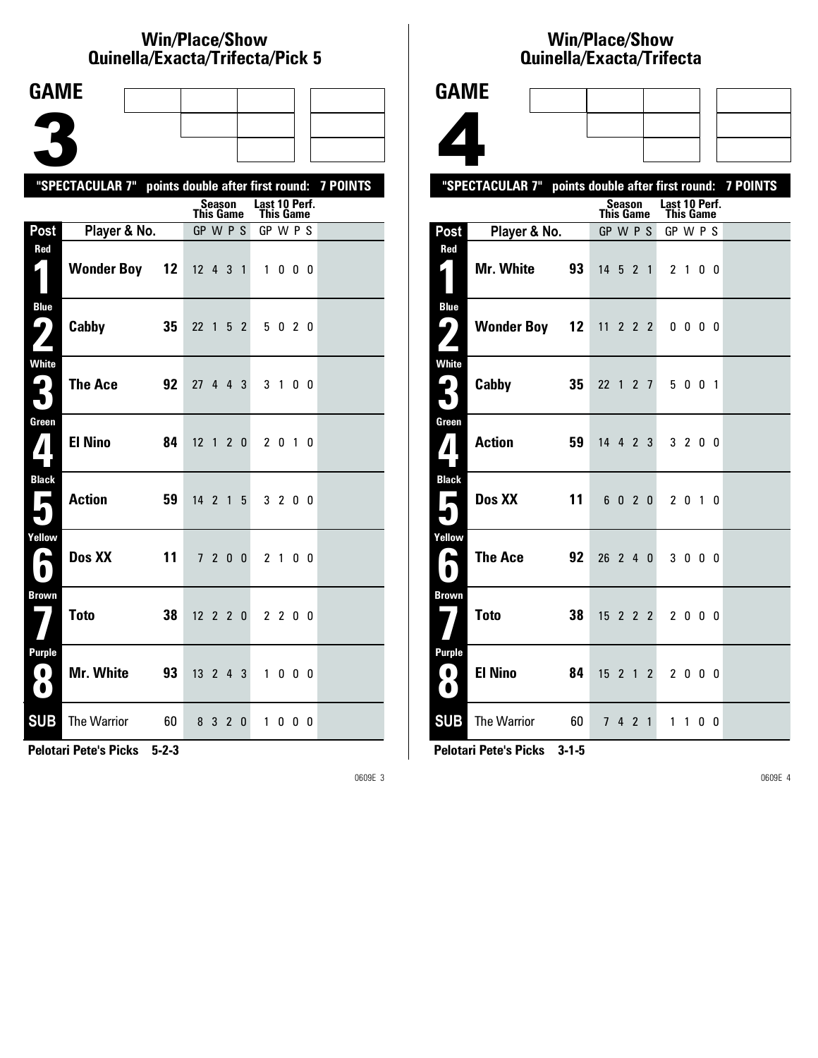# Win/Place/Show Quinella/Exacta/Trifecta/Pick 5

## GAME 3

"SPECTACULAR 7" points double after first round: 7 POINTS

| Post | Player & No. | | Season This Game GP | W | P | S | Last 10 Perf. This Game GP | W | P | S |
|---|---|---|---|---|---|---|---|---|---|---|
| Red 1 | Wonder Boy | 12 | 12 | 4 | 3 | 1 | 1 | 0 | 0 | 0 |
| Blue 2 | Cabby | 35 | 22 | 1 | 5 | 2 | 5 | 0 | 2 | 0 |
| White 3 | The Ace | 92 | 27 | 4 | 4 | 3 | 3 | 1 | 0 | 0 |
| Green 4 | El Nino | 84 | 12 | 1 | 2 | 0 | 2 | 0 | 1 | 0 |
| Black 5 | Action | 59 | 14 | 2 | 1 | 5 | 3 | 2 | 0 | 0 |
| Yellow 6 | Dos XX | 11 | 7 | 2 | 0 | 0 | 2 | 1 | 0 | 0 |
| Brown 7 | Toto | 38 | 12 | 2 | 2 | 0 | 2 | 2 | 0 | 0 |
| Purple 8 | Mr. White | 93 | 13 | 2 | 4 | 3 | 1 | 0 | 0 | 0 |
| SUB | The Warrior | 60 | 8 | 3 | 2 | 0 | 1 | 0 | 0 | 0 |

**Pelotari Pete's Picks 5-2-3**

0609E 3

# Win/Place/Show Quinella/Exacta/Trifecta

## GAME 4

"SPECTACULAR 7" points double after first round: 7 POINTS

| Post | Player & No. | | Season This Game GP | W | P | S | Last 10 Perf. This Game GP | W | P | S |
|---|---|---|---|---|---|---|---|---|---|---|
| Red 1 | Mr. White | 93 | 14 | 5 | 2 | 1 | 2 | 1 | 0 | 0 |
| Blue 2 | Wonder Boy | 12 | 11 | 2 | 2 | 2 | 0 | 0 | 0 | 0 |
| White 3 | Cabby | 35 | 22 | 1 | 2 | 7 | 5 | 0 | 0 | 1 |
| Green 4 | Action | 59 | 14 | 4 | 2 | 3 | 3 | 2 | 0 | 0 |
| Black 5 | Dos XX | 11 | 6 | 0 | 2 | 0 | 2 | 0 | 1 | 0 |
| Yellow 6 | The Ace | 92 | 26 | 2 | 4 | 0 | 3 | 0 | 0 | 0 |
| Brown 7 | Toto | 38 | 15 | 2 | 2 | 2 | 2 | 0 | 0 | 0 |
| Purple 8 | El Nino | 84 | 15 | 2 | 1 | 2 | 2 | 0 | 0 | 0 |
| SUB | The Warrior | 60 | 7 | 4 | 2 | 1 | 1 | 1 | 0 | 0 |

**Pelotari Pete's Picks 3-1-5**

0609E 4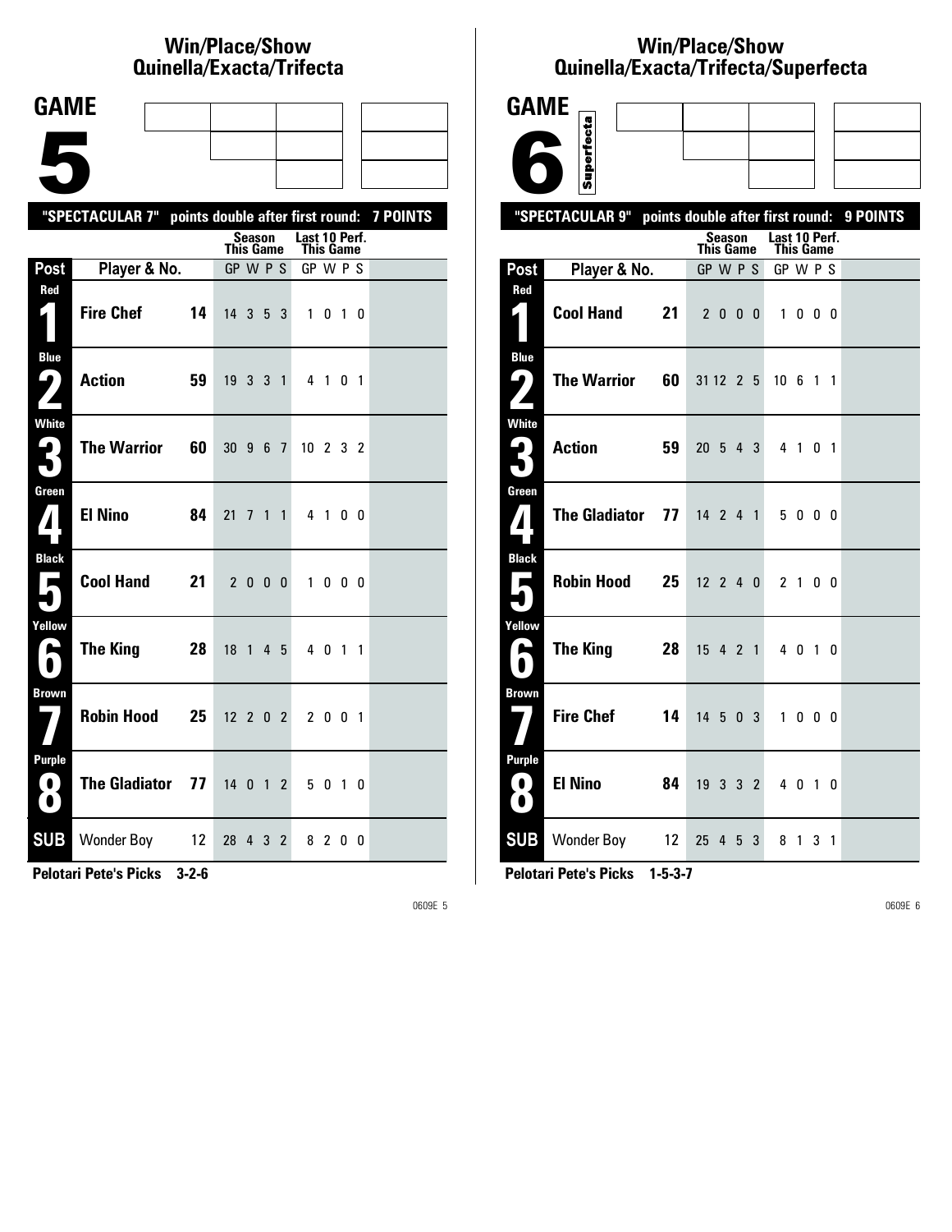# Win/Place/Show Quinella/Exacta/Trifecta

## GAME 5

**"SPECTACULAR 7" points double after first round: 7 POINTS**

| Post | Player & No. | | Season This Game GP W P S | Last 10 Perf. This Game GP W P S |
|---|---|---|---|---|
| Red 1 | Fire Chef | 14 | 14 3 5 3 | 1 0 1 0 |
| Blue 2 | Action | 59 | 19 3 3 1 | 4 1 0 1 |
| White 3 | The Warrior | 60 | 30 9 6 7 | 10 2 3 2 |
| Green 4 | El Nino | 84 | 21 7 1 1 | 4 1 0 0 |
| Black 5 | Cool Hand | 21 | 2 0 0 0 | 1 0 0 0 |
| Yellow 6 | The King | 28 | 18 1 4 5 | 4 0 1 1 |
| Brown 7 | Robin Hood | 25 | 12 2 0 2 | 2 0 0 1 |
| Purple 8 | The Gladiator | 77 | 14 0 1 2 | 5 0 1 0 |
| SUB | Wonder Boy | 12 | 28 4 3 2 | 8 2 0 0 |

**Pelotari Pete's Picks 3-2-6**

0609E 5

# Win/Place/Show Quinella/Exacta/Trifecta/Superfecta

## GAME 6 Superfecta

**"SPECTACULAR 9" points double after first round: 9 POINTS**

| Post | Player & No. | | Season This Game GP W P S | Last 10 Perf. This Game GP W P S |
|---|---|---|---|---|
| Red 1 | Cool Hand | 21 | 2 0 0 0 | 1 0 0 0 |
| Blue 2 | The Warrior | 60 | 31 12 2 5 | 10 6 1 1 |
| White 3 | Action | 59 | 20 5 4 3 | 4 1 0 1 |
| Green 4 | The Gladiator | 77 | 14 2 4 1 | 5 0 0 0 |
| Black 5 | Robin Hood | 25 | 12 2 4 0 | 2 1 0 0 |
| Yellow 6 | The King | 28 | 15 4 2 1 | 4 0 1 0 |
| Brown 7 | Fire Chef | 14 | 14 5 0 3 | 1 0 0 0 |
| Purple 8 | El Nino | 84 | 19 3 3 2 | 4 0 1 0 |
| SUB | Wonder Boy | 12 | 25 4 5 3 | 8 1 3 1 |

**Pelotari Pete's Picks 1-5-3-7**

0609E 6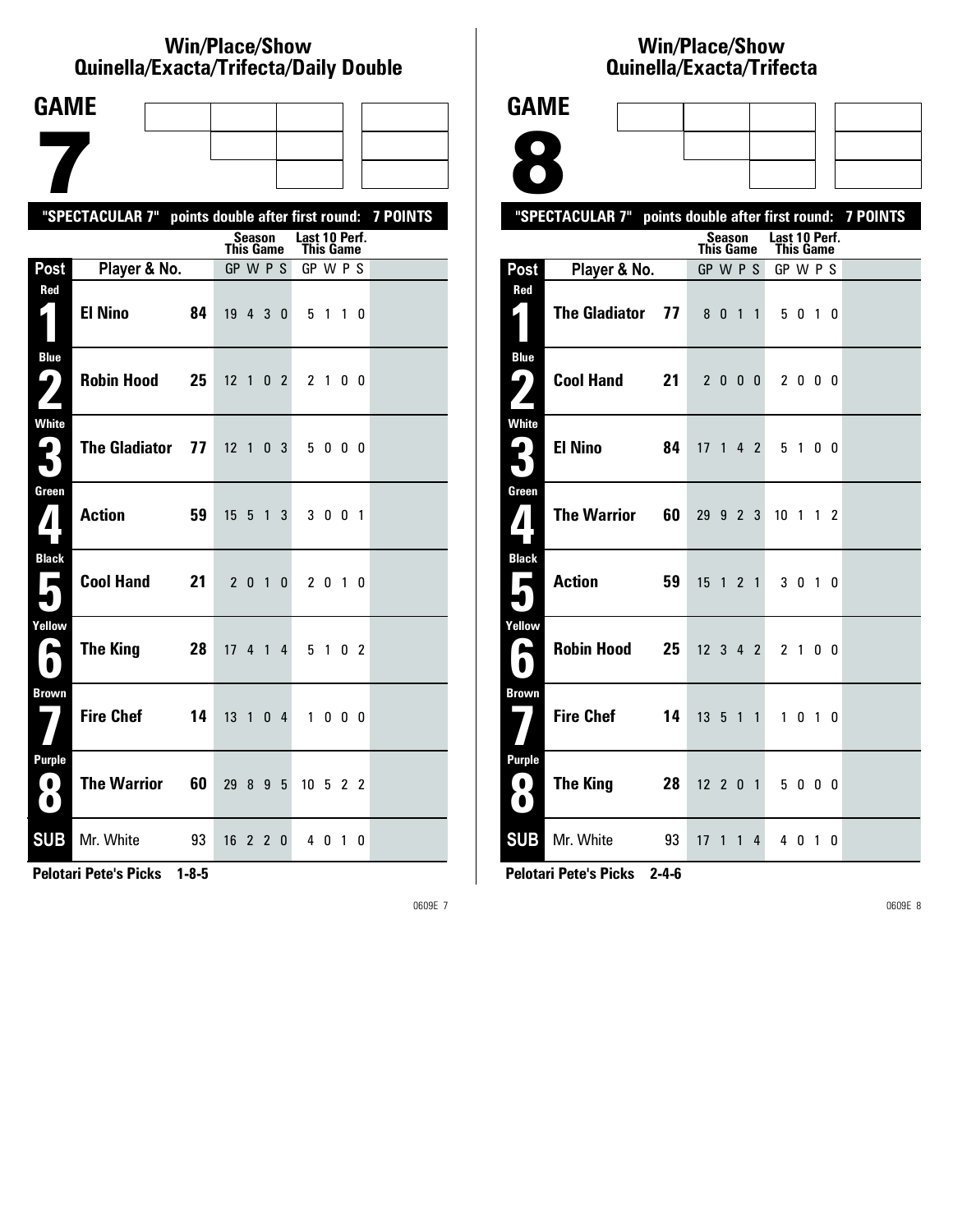# Win/Place/Show
# Quinella/Exacta/Trifecta/Daily Double

## GAME 7

**"SPECTACULAR 7" points double after first round: 7 POINTS**

| Post | Player & No. | | Season This Game GP W P S | Last 10 Perf. This Game GP W P S |
|---|---|---|---|---|
| Red 1 | El Nino | 84 | 19 4 3 0 | 5 1 1 0 |
| Blue 2 | Robin Hood | 25 | 12 1 0 2 | 2 1 0 0 |
| White 3 | The Gladiator | 77 | 12 1 0 3 | 5 0 0 0 |
| Green 4 | Action | 59 | 15 5 1 3 | 3 0 0 1 |
| Black 5 | Cool Hand | 21 | 2 0 1 0 | 2 0 1 0 |
| Yellow 6 | The King | 28 | 17 4 1 4 | 5 1 0 2 |
| Brown 7 | Fire Chef | 14 | 13 1 0 4 | 1 0 0 0 |
| Purple 8 | The Warrior | 60 | 29 8 9 5 | 10 5 2 2 |
| SUB | Mr. White | 93 | 16 2 2 0 | 4 0 1 0 |

**Pelotari Pete's Picks 1-8-5**

# Win/Place/Show
# Quinella/Exacta/Trifecta

## GAME 8

**"SPECTACULAR 7" points double after first round: 7 POINTS**

| Post | Player & No. | | Season This Game GP W P S | Last 10 Perf. This Game GP W P S |
|---|---|---|---|---|
| Red 1 | The Gladiator | 77 | 8 0 1 1 | 5 0 1 0 |
| Blue 2 | Cool Hand | 21 | 2 0 0 0 | 2 0 0 0 |
| White 3 | El Nino | 84 | 17 1 4 2 | 5 1 0 0 |
| Green 4 | The Warrior | 60 | 29 9 2 3 | 10 1 1 2 |
| Black 5 | Action | 59 | 15 1 2 1 | 3 0 1 0 |
| Yellow 6 | Robin Hood | 25 | 12 3 4 2 | 2 1 0 0 |
| Brown 7 | Fire Chef | 14 | 13 5 1 1 | 1 0 1 0 |
| Purple 8 | The King | 28 | 12 2 0 1 | 5 0 0 0 |
| SUB | Mr. White | 93 | 17 1 1 4 | 4 0 1 0 |

**Pelotari Pete's Picks 2-4-6**